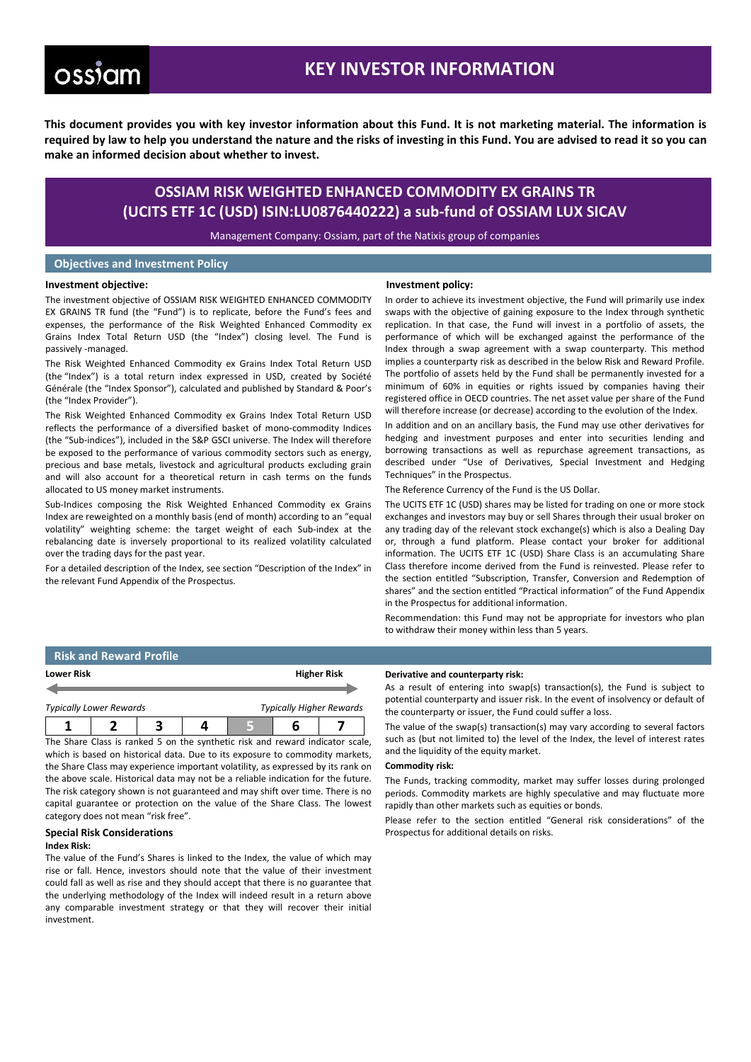# KEY INVESTOR INFORMATION

**This document provides you with key investor information about this Fund. It is not marketing material. The information is required by law to help you understand the nature and the risks of investing in this Fund. You are advised to read it so you can make an informed decision about whether to invest.**

## OSSIAM RISK WEIGHTED ENHANCED COMMODITY EX GRAINS TR (UCITS ETF 1C (USD) ISIN:LU0876440222) a sub-fund of OSSIAM LUX SICAV

Management Company: Ossiam, part of the Natixis group of companies

## Objectives and Investment Policy

### Investment objective:

The investment objective of OSSIAM RISK WEIGHTED ENHANCED COMMODITY EX GRAINS TR fund (the "Fund") is to replicate, before the Fund's fees and expenses, the performance of the Risk Weighted Enhanced Commodity ex Grains Index Total Return USD (the "Index") closing level. The Fund is passively -managed.

The Risk Weighted Enhanced Commodity ex Grains Index Total Return USD (the "Index") is a total return index expressed in USD, created by Société Générale (the "Index Sponsor"), calculated and published by Standard & Poor's (the "Index Provider").

The Risk Weighted Enhanced Commodity ex Grains Index Total Return USD reflects the performance of a diversified basket of mono-commodity Indices (the "Sub-indices"), included in the S&P GSCI universe. The Index will therefore be exposed to the performance of various commodity sectors such as energy, precious and base metals, livestock and agricultural products excluding grain and will also account for a theoretical return in cash terms on the funds allocated to US money market instruments.

Sub-Indices composing the Risk Weighted Enhanced Commodity ex Grains Index are reweighted on a monthly basis (end of month) according to an "equal volatility" weighting scheme: the target weight of each Sub-index at the rebalancing date is inversely proportional to its realized volatility calculated over the trading days for the past year.

For a detailed description of the Index, see section "Description of the Index" in the relevant Fund Appendix of the Prospectus.

### Investment policy:

In order to achieve its investment objective, the Fund will primarily use index swaps with the objective of gaining exposure to the Index through synthetic replication. In that case, the Fund will invest in a portfolio of assets, the performance of which will be exchanged against the performance of the Index through a swap agreement with a swap counterparty. This method implies a counterparty risk as described in the below Risk and Reward Profile. The portfolio of assets held by the Fund shall be permanently invested for a minimum of 60% in equities or rights issued by companies having their registered office in OECD countries. The net asset value per share of the Fund will therefore increase (or decrease) according to the evolution of the Index.

In addition and on an ancillary basis, the Fund may use other derivatives for hedging and investment purposes and enter into securities lending and borrowing transactions as well as repurchase agreement transactions, as described under "Use of Derivatives, Special Investment and Hedging Techniques" in the Prospectus.

The Reference Currency of the Fund is the US Dollar.

The UCITS ETF 1C (USD) shares may be listed for trading on one or more stock exchanges and investors may buy or sell Shares through their usual broker on any trading day of the relevant stock exchange(s) which is also a Dealing Day or, through a fund platform. Please contact your broker for additional information. The UCITS ETF 1C (USD) Share Class is an accumulating Share Class therefore income derived from the Fund is reinvested. Please refer to the section entitled "Subscription, Transfer, Conversion and Redemption of shares" and the section entitled "Practical information" of the Fund Appendix in the Prospectus for additional information.

Recommendation: this Fund may not be appropriate for investors who plan to withdraw their money within less than 5 years.

## Risk and Reward Profile

**Lower Risk** — **Higher Risk**

*Typically Lower Rewards* — *Typically Higher Rewards*

| 1 | 2 | 3 | 4 | 5 | 6 | 7 |
|---|---|---|---|---|---|---|

The Share Class is ranked 5 on the synthetic risk and reward indicator scale, which is based on historical data. Due to its exposure to commodity markets, the Share Class may experience important volatility, as expressed by its rank on the above scale. Historical data may not be a reliable indication for the future. The risk category shown is not guaranteed and may shift over time. There is no capital guarantee or protection on the value of the Share Class. The lowest category does not mean "risk free".

### Special Risk Considerations

**Index Risk:**

The value of the Fund's Shares is linked to the Index, the value of which may rise or fall. Hence, investors should note that the value of their investment could fall as well as rise and they should accept that there is no guarantee that the underlying methodology of the Index will indeed result in a return above any comparable investment strategy or that they will recover their initial investment.

**Derivative and counterparty risk:**

As a result of entering into swap(s) transaction(s), the Fund is subject to potential counterparty and issuer risk. In the event of insolvency or default of the counterparty or issuer, the Fund could suffer a loss.

The value of the swap(s) transaction(s) may vary according to several factors such as (but not limited to) the level of the Index, the level of interest rates and the liquidity of the equity market.

**Commodity risk:**

The Funds, tracking commodity, market may suffer losses during prolonged periods. Commodity markets are highly speculative and may fluctuate more rapidly than other markets such as equities or bonds.

Please refer to the section entitled "General risk considerations" of the Prospectus for additional details on risks.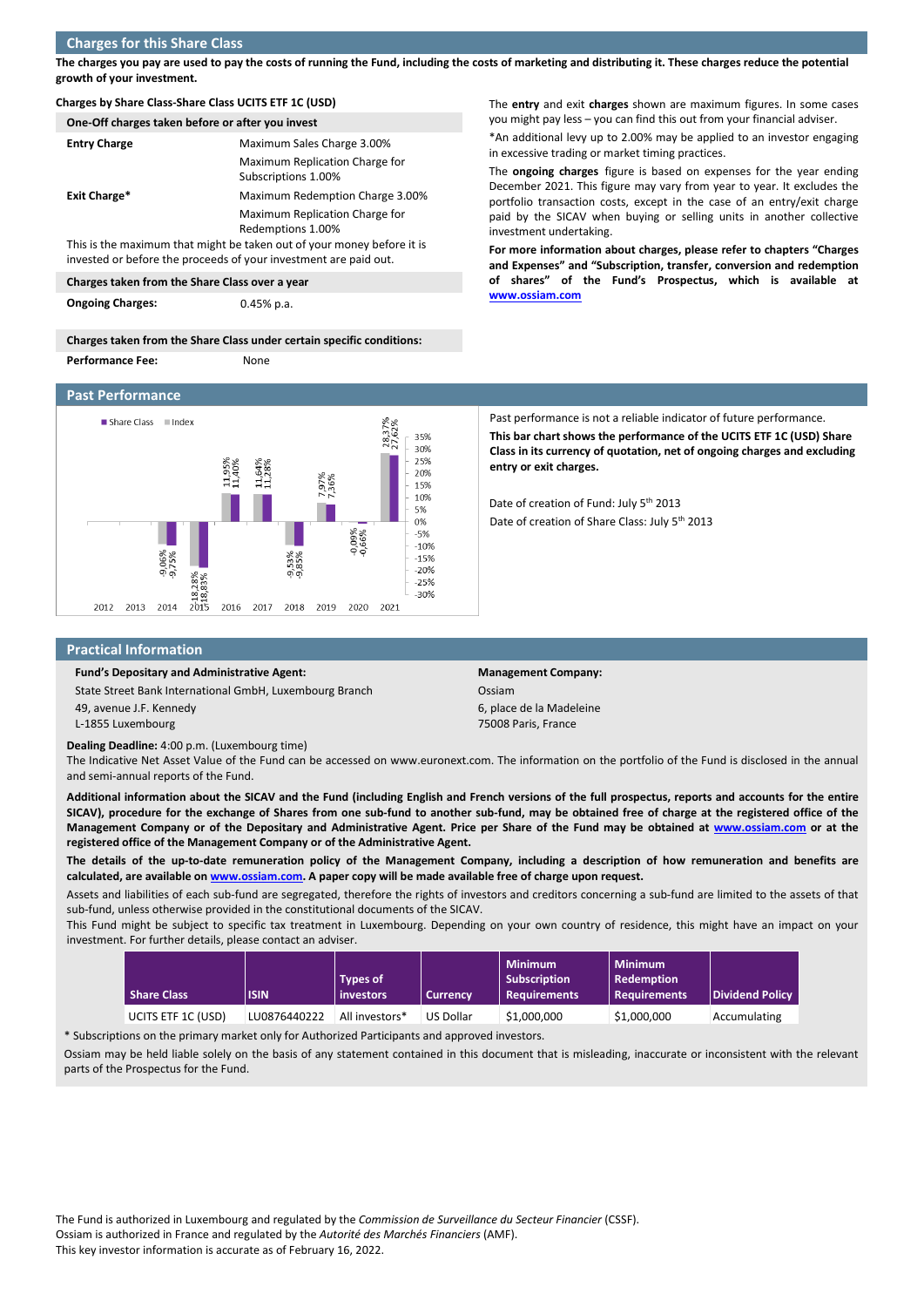## Charges for this Share Class

**The charges you pay are used to pay the costs of running the Fund, including the costs of marketing and distributing it. These charges reduce the potential growth of your investment.**

**Charges by Share Class-Share Class UCITS ETF 1C (USD)**

| | |
|---|---|
| **One-Off charges taken before or after you invest** | |
| **Entry Charge** | Maximum Sales Charge 3.00% |
| | Maximum Replication Charge for Subscriptions 1.00% |
| **Exit Charge*** | Maximum Redemption Charge 3.00% |
| | Maximum Replication Charge for Redemptions 1.00% |
| This is the maximum that might be taken out of your money before it is invested or before the proceeds of your investment are paid out. | |
| **Charges taken from the Share Class over a year** | |
| **Ongoing Charges:** | 0.45% p.a. |
| **Charges taken from the Share Class under certain specific conditions:** | |
| **Performance Fee:** | None |

The **entry** and exit **charges** shown are maximum figures. In some cases you might pay less – you can find this out from your financial adviser.

*An additional levy up to 2.00% may be applied to an investor engaging in excessive trading or market timing practices.

The **ongoing charges** figure is based on expenses for the year ending December 2021. This figure may vary from year to year. It excludes the portfolio transaction costs, except in the case of an entry/exit charge paid by the SICAV when buying or selling units in another collective investment undertaking.

**For more information about charges, please refer to chapters "Charges and Expenses" and "Subscription, transfer, conversion and redemption of shares" of the Fund's Prospectus, which is available at [www.ossiam.com](http://www.ossiam.com)**

## Past Performance

Share Class Index

2012 2013 2014 2015 2016 2017 2018 2019 2020 2021

-9,06% -9,75%
-18,28% -18,83%
11,95% 11,40%
11,64% 11,28%
-9,53% -9,85%
7,97% 7,36%
-0,09% -0,66%
28,37% 27,62%

35% 30% 25% 20% 15% 10% 5% 0% -5% -10% -15% -20% -25% -30%

Past performance is not a reliable indicator of future performance.

**This bar chart shows the performance of the UCITS ETF 1C (USD) Share Class in its currency of quotation, net of ongoing charges and excluding entry or exit charges.**

Date of creation of Fund: July 5th 2013

Date of creation of Share Class: July 5th 2013

## Practical Information

**Fund's Depositary and Administrative Agent:**
State Street Bank International GmbH, Luxembourg Branch
49, avenue J.F. Kennedy
L-1855 Luxembourg

**Management Company:**
Ossiam
6, place de la Madeleine
75008 Paris, France

**Dealing Deadline:** 4:00 p.m. (Luxembourg time)

The Indicative Net Asset Value of the Fund can be accessed on www.euronext.com. The information on the portfolio of the Fund is disclosed in the annual and semi-annual reports of the Fund.

**Additional information about the SICAV and the Fund (including English and French versions of the full prospectus, reports and accounts for the entire SICAV), procedure for the exchange of Shares from one sub-fund to another sub-fund, may be obtained free of charge at the registered office of the Management Company or of the Depositary and Administrative Agent. Price per Share of the Fund may be obtained at [www.ossiam.com](http://www.ossiam.com) or at the registered office of the Management Company or of the Administrative Agent.**

**The details of the up-to-date remuneration policy of the Management Company, including a description of how remuneration and benefits are calculated, are available on [www.ossiam.com](http://www.ossiam.com). A paper copy will be made available free of charge upon request.**

Assets and liabilities of each sub-fund are segregated, therefore the rights of investors and creditors concerning a sub-fund are limited to the assets of that sub-fund, unless otherwise provided in the constitutional documents of the SICAV.

This Fund might be subject to specific tax treatment in Luxembourg. Depending on your own country of residence, this might have an impact on your investment. For further details, please contact an adviser.

| Share Class | ISIN | Types of investors | Currency | Minimum Subscription Requirements | Minimum Redemption Requirements | Dividend Policy |
|---|---|---|---|---|---|---|
| UCITS ETF 1C (USD) | LU0876440222 | All investors* | US Dollar | $1,000,000 | $1,000,000 | Accumulating |

* Subscriptions on the primary market only for Authorized Participants and approved investors.

Ossiam may be held liable solely on the basis of any statement contained in this document that is misleading, inaccurate or inconsistent with the relevant parts of the Prospectus for the Fund.

The Fund is authorized in Luxembourg and regulated by the *Commission de Surveillance du Secteur Financier* (CSSF).
Ossiam is authorized in France and regulated by the *Autorité des Marchés Financiers* (AMF).
This key investor information is accurate as of February 16, 2022.